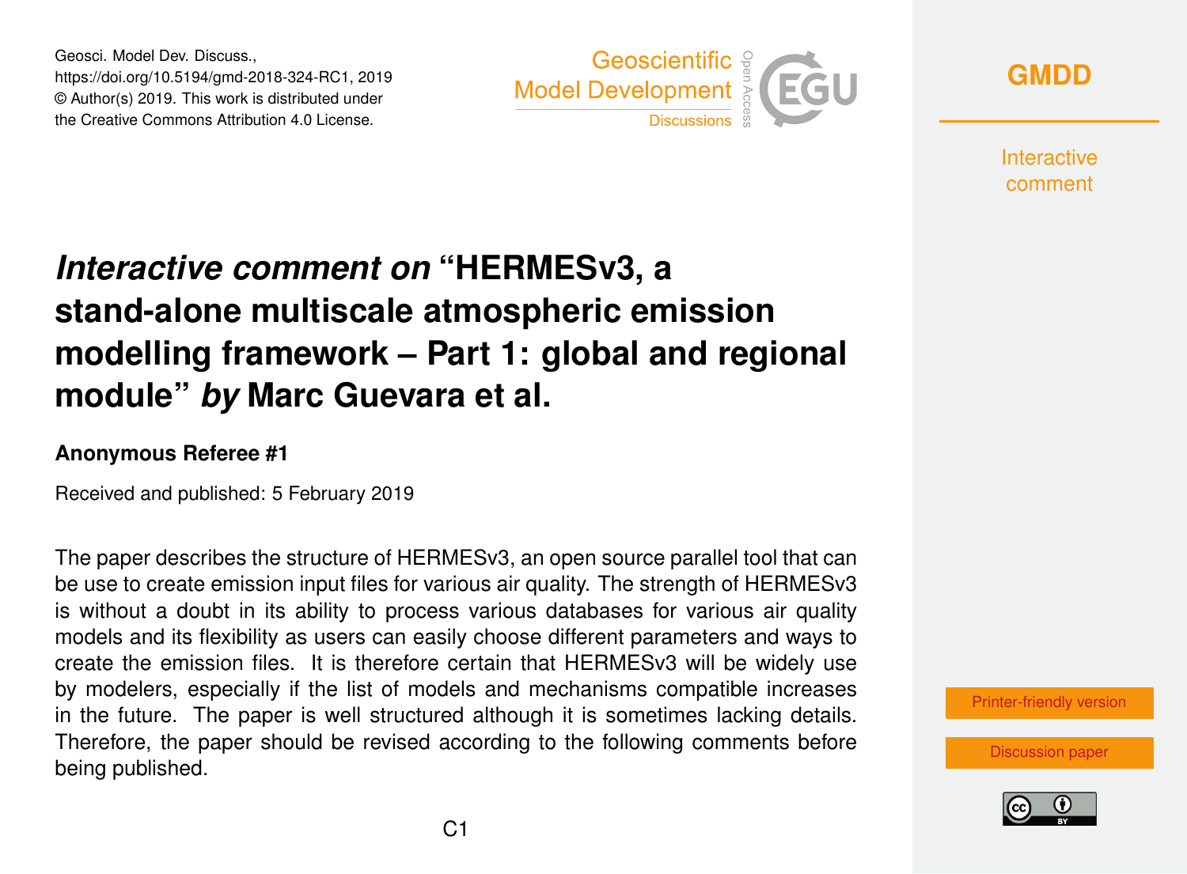# *Interactive comment on* "HERMESv3, a stand-alone multiscale atmospheric emission modelling framework – Part 1: global and regional module" *by* Marc Guevara et al.

**Anonymous Referee #1**

Received and published: 5 February 2019

The paper describes the structure of HERMESv3, an open source parallel tool that can be use to create emission input files for various air quality. The strength of HERMESv3 is without a doubt in its ability to process various databases for various air quality models and its flexibility as users can easily choose different parameters and ways to create the emission files. It is therefore certain that HERMESv3 will be widely use by modelers, especially if the list of models and mechanisms compatible increases in the future. The paper is well structured although it is sometimes lacking details. Therefore, the paper should be revised according to the following comments before being published.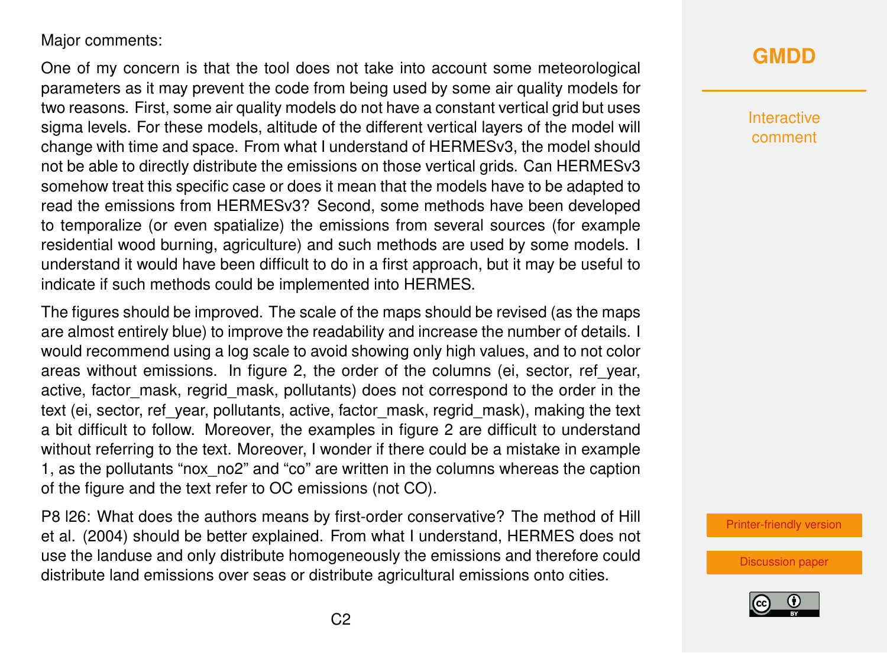Major comments:

One of my concern is that the tool does not take into account some meteorological parameters as it may prevent the code from being used by some air quality models for two reasons. First, some air quality models do not have a constant vertical grid but uses sigma levels. For these models, altitude of the different vertical layers of the model will change with time and space. From what I understand of HERMESv3, the model should not be able to directly distribute the emissions on those vertical grids. Can HERMESv3 somehow treat this specific case or does it mean that the models have to be adapted to read the emissions from HERMESv3? Second, some methods have been developed to temporalize (or even spatialize) the emissions from several sources (for example residential wood burning, agriculture) and such methods are used by some models. I understand it would have been difficult to do in a first approach, but it may be useful to indicate if such methods could be implemented into HERMES.

The figures should be improved. The scale of the maps should be revised (as the maps are almost entirely blue) to improve the readability and increase the number of details. I would recommend using a log scale to avoid showing only high values, and to not color areas without emissions. In figure 2, the order of the columns (ei, sector, ref_year, active, factor_mask, regrid_mask, pollutants) does not correspond to the order in the text (ei, sector, ref_year, pollutants, active, factor_mask, regrid_mask), making the text a bit difficult to follow. Moreover, the examples in figure 2 are difficult to understand without referring to the text. Moreover, I wonder if there could be a mistake in example 1, as the pollutants "nox_no2" and "co" are written in the columns whereas the caption of the figure and the text refer to OC emissions (not CO).

P8 l26: What does the authors means by first-order conservative? The method of Hill et al. (2004) should be better explained. From what I understand, HERMES does not use the landuse and only distribute homogeneously the emissions and therefore could distribute land emissions over seas or distribute agricultural emissions onto cities.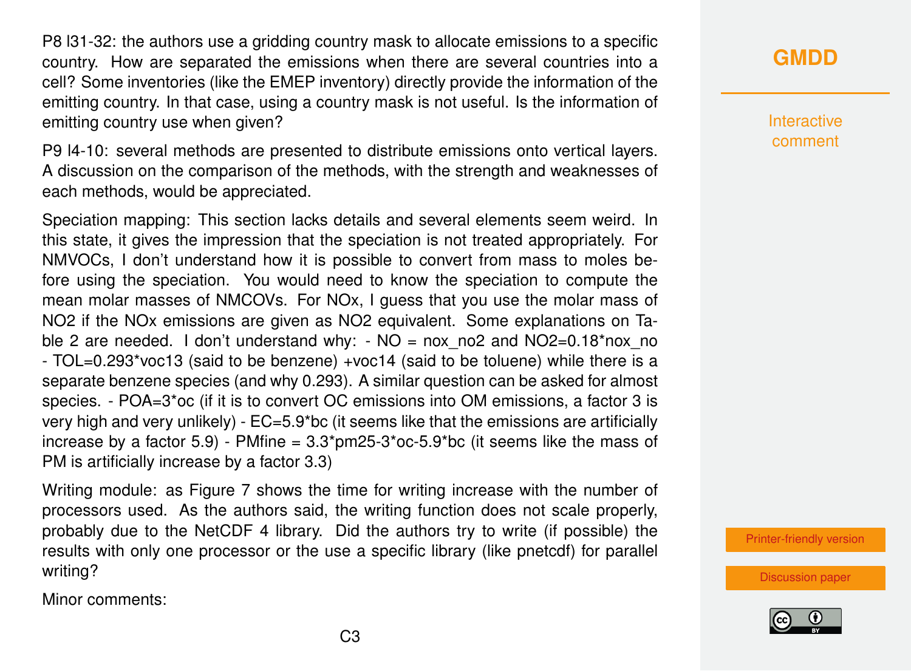P8 l31-32: the authors use a gridding country mask to allocate emissions to a specific country. How are separated the emissions when there are several countries into a cell? Some inventories (like the EMEP inventory) directly provide the information of the emitting country. In that case, using a country mask is not useful. Is the information of emitting country use when given?

P9 l4-10: several methods are presented to distribute emissions onto vertical layers. A discussion on the comparison of the methods, with the strength and weaknesses of each methods, would be appreciated.

Speciation mapping: This section lacks details and several elements seem weird. In this state, it gives the impression that the speciation is not treated appropriately. For NMVOCs, I don't understand how it is possible to convert from mass to moles before using the speciation. You would need to know the speciation to compute the mean molar masses of NMCOVs. For NOx, I guess that you use the molar mass of NO2 if the NOx emissions are given as NO2 equivalent. Some explanations on Table 2 are needed. I don't understand why: - NO = nox_no2 and NO2=0.18*nox_no - TOL=0.293*voc13 (said to be benzene) +voc14 (said to be toluene) while there is a separate benzene species (and why 0.293). A similar question can be asked for almost species. - POA=3*oc (if it is to convert OC emissions into OM emissions, a factor 3 is very high and very unlikely) - EC=5.9*bc (it seems like that the emissions are artificially increase by a factor 5.9) - PMfine = 3.3*pm25-3*oc-5.9*bc (it seems like the mass of PM is artificially increase by a factor 3.3)

Writing module: as Figure 7 shows the time for writing increase with the number of processors used. As the authors said, the writing function does not scale properly, probably due to the NetCDF 4 library. Did the authors try to write (if possible) the results with only one processor or the use a specific library (like pnetcdf) for parallel writing?

Minor comments: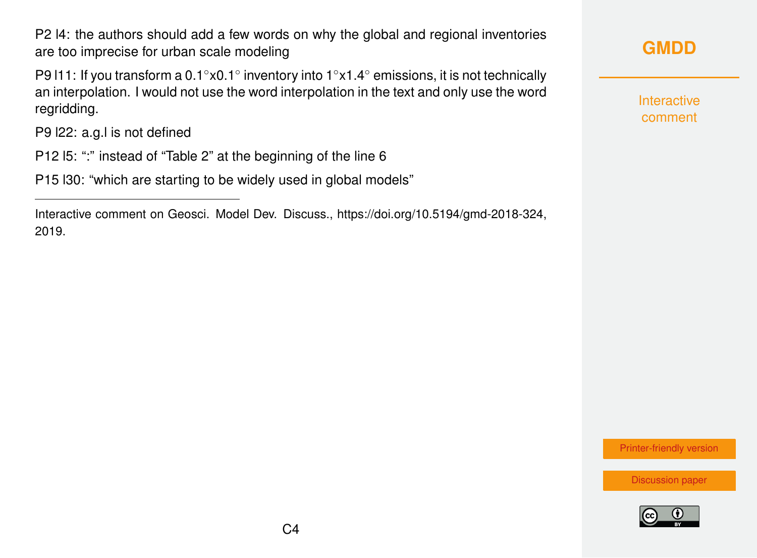P2 l4: the authors should add a few words on why the global and regional inventories are too imprecise for urban scale modeling

P9 l11: If you transform a 0.1°x0.1° inventory into 1°x1.4° emissions, it is not technically an interpolation. I would not use the word interpolation in the text and only use the word regridding.

P9 l22: a.g.l is not defined

P12 l5: ":" instead of "Table 2" at the beginning of the line 6

P15 l30: "which are starting to be widely used in global models"

---

Interactive comment on Geosci. Model Dev. Discuss., https://doi.org/10.5194/gmd-2018-324, 2019.